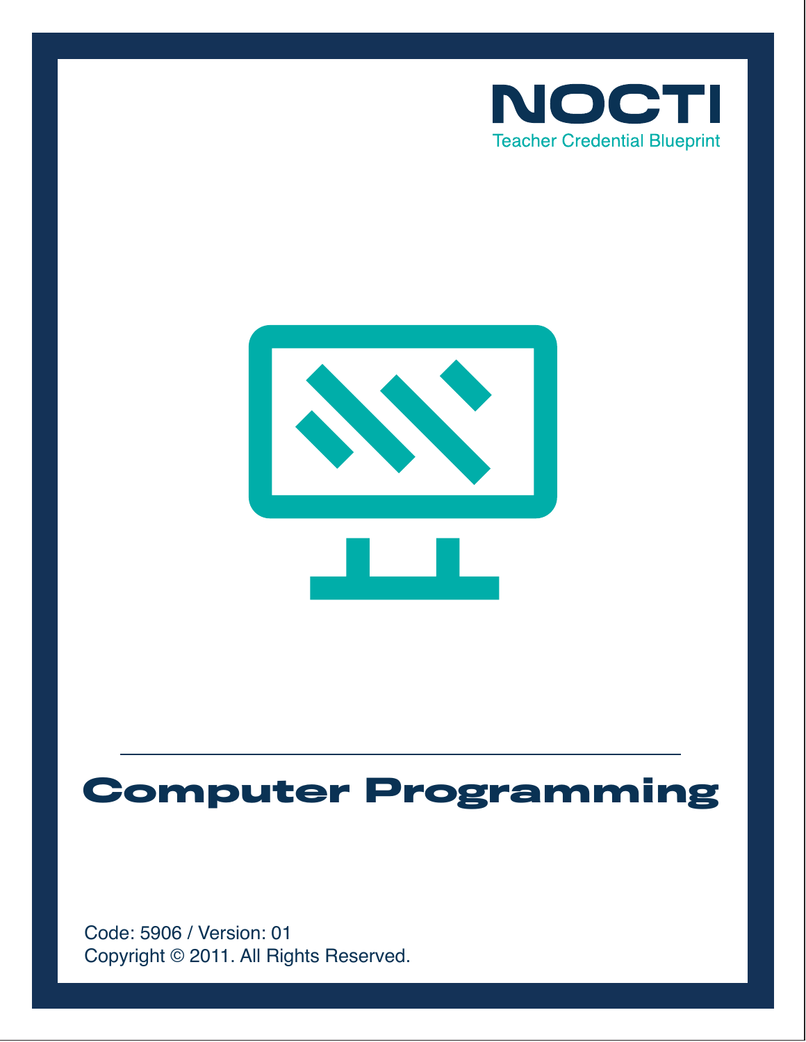NOCTI

Teacher Credential Blueprint

# Computer Programming

Code: 5906 / Version: 01

Copyright © 2011. All Rights Reserved.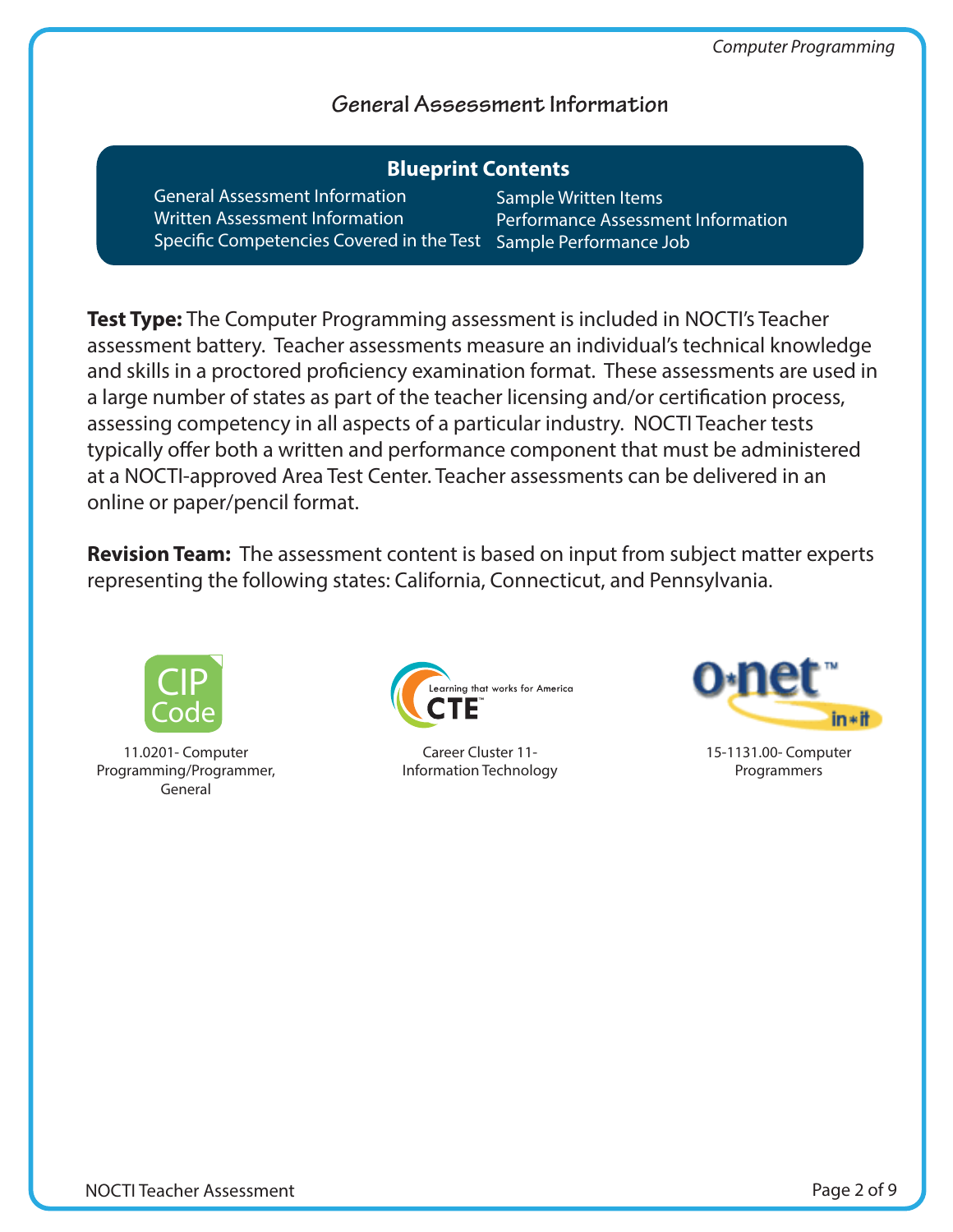## General Assessment Information

### Blueprint Contents

- General Assessment Information
- Written Assessment Information
- Specific Competencies Covered in the Test
- Sample Written Items
- Performance Assessment Information
- Sample Performance Job

**Test Type:** The Computer Programming assessment is included in NOCTI's Teacher assessment battery. Teacher assessments measure an individual's technical knowledge and skills in a proctored proficiency examination format. These assessments are used in a large number of states as part of the teacher licensing and/or certification process, assessing competency in all aspects of a particular industry. NOCTI Teacher tests typically offer both a written and performance component that must be administered at a NOCTI-approved Area Test Center. Teacher assessments can be delivered in an online or paper/pencil format.

**Revision Team:** The assessment content is based on input from subject matter experts representing the following states: California, Connecticut, and Pennsylvania.

CIP Code

11.0201- Computer Programming/Programmer, General

Learning that works for America CTE

Career Cluster 11- Information Technology

o*net in*it

15-1131.00- Computer Programmers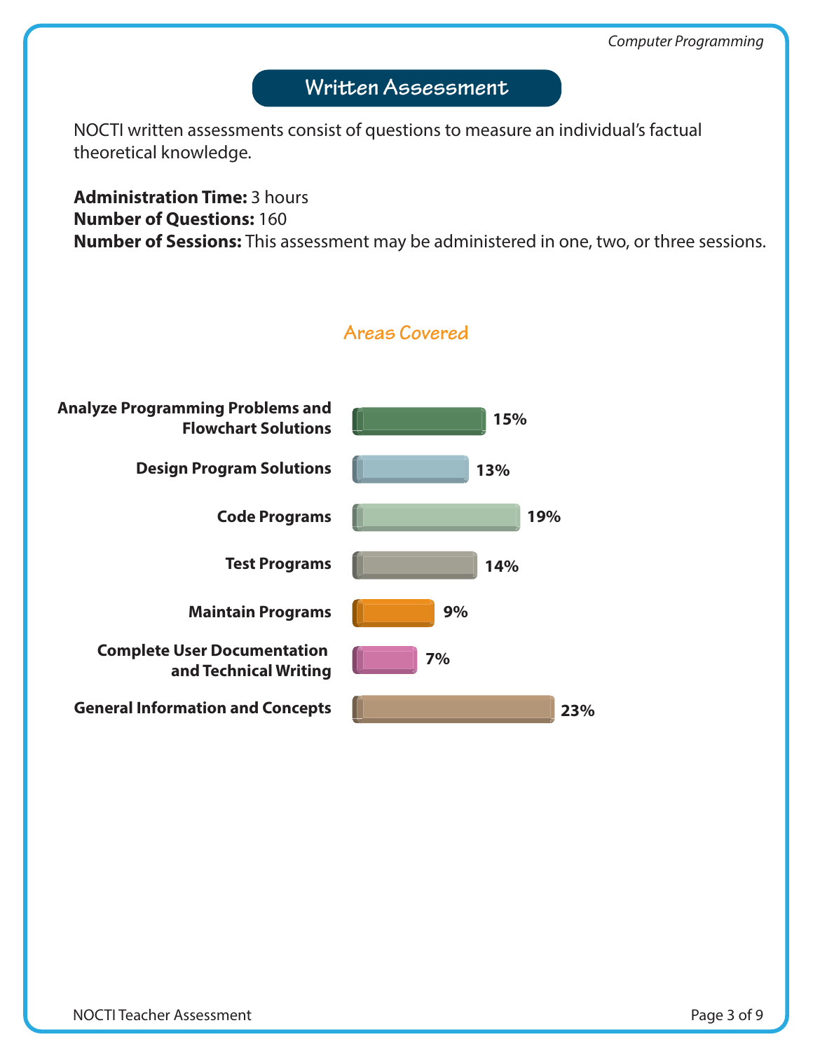## Written Assessment

NOCTI written assessments consist of questions to measure an individual's factual theoretical knowledge.

**Administration Time:** 3 hours
**Number of Questions:** 160
**Number of Sessions:** This assessment may be administered in one, two, or three sessions.

### Areas Covered

| Area | Percentage |
| --- | --- |
| Analyze Programming Problems and Flowchart Solutions | 15% |
| Design Program Solutions | 13% |
| Code Programs | 19% |
| Test Programs | 14% |
| Maintain Programs | 9% |
| Complete User Documentation and Technical Writing | 7% |
| General Information and Concepts | 23% |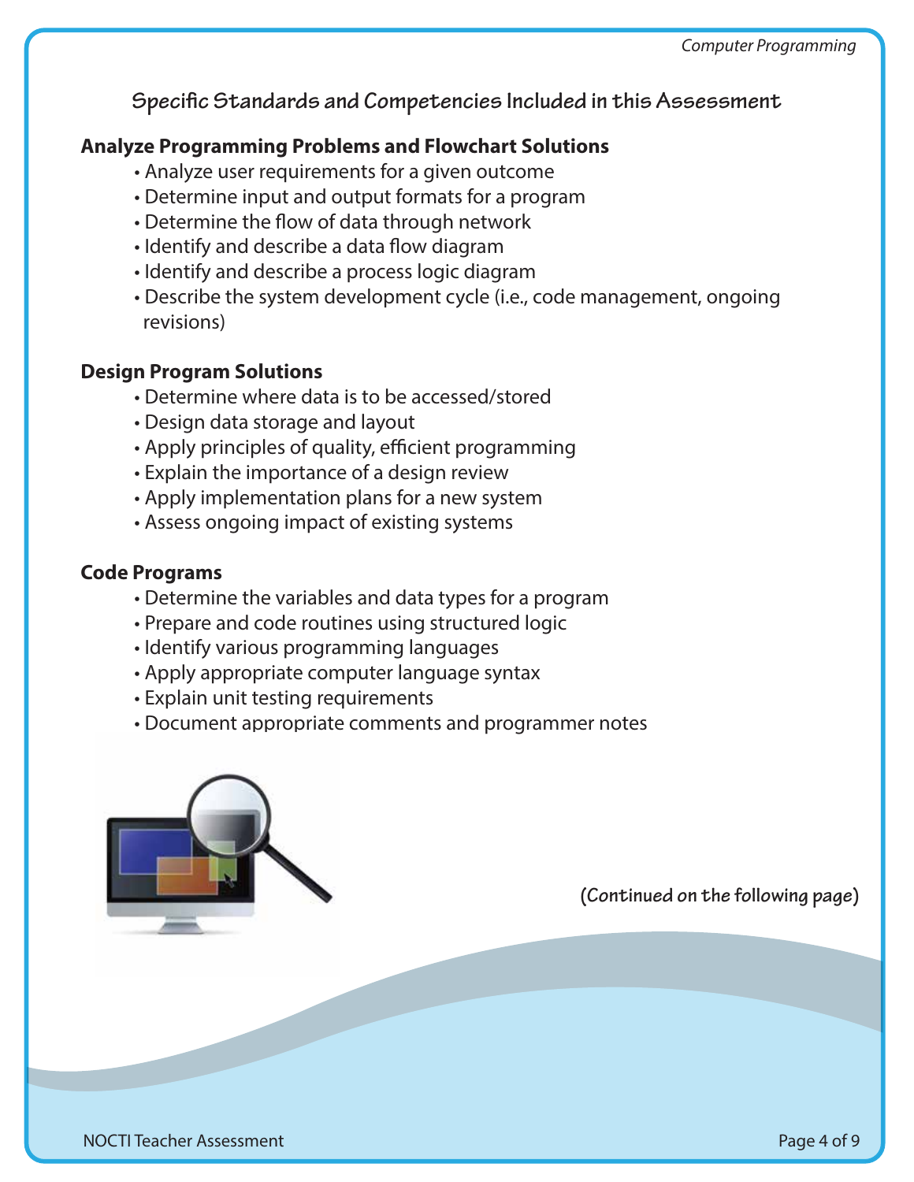## Specific Standards and Competencies Included in this Assessment

### Analyze Programming Problems and Flowchart Solutions

- Analyze user requirements for a given outcome
- Determine input and output formats for a program
- Determine the flow of data through network
- Identify and describe a data flow diagram
- Identify and describe a process logic diagram
- Describe the system development cycle (i.e., code management, ongoing revisions)

### Design Program Solutions

- Determine where data is to be accessed/stored
- Design data storage and layout
- Apply principles of quality, efficient programming
- Explain the importance of a design review
- Apply implementation plans for a new system
- Assess ongoing impact of existing systems

### Code Programs

- Determine the variables and data types for a program
- Prepare and code routines using structured logic
- Identify various programming languages
- Apply appropriate computer language syntax
- Explain unit testing requirements
- Document appropriate comments and programmer notes

**(Continued on the following page)**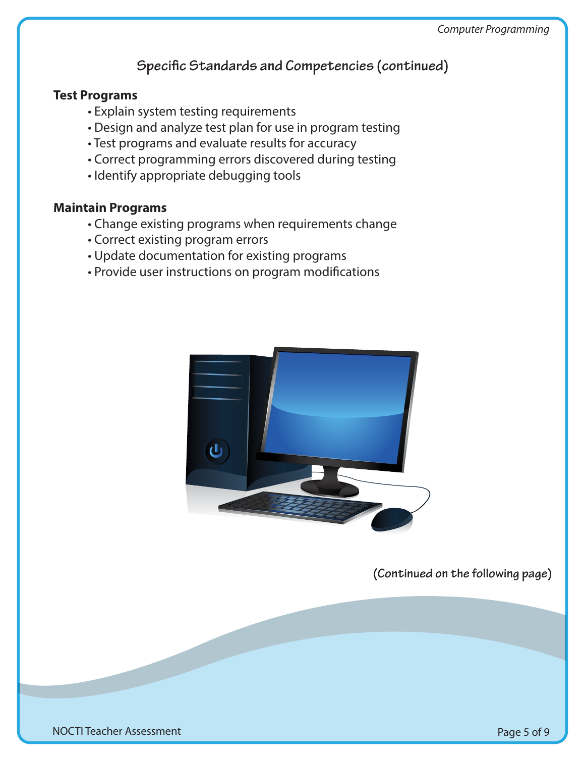## Specific Standards and Competencies (continued)

**Test Programs**

- Explain system testing requirements
- Design and analyze test plan for use in program testing
- Test programs and evaluate results for accuracy
- Correct programming errors discovered during testing
- Identify appropriate debugging tools

**Maintain Programs**

- Change existing programs when requirements change
- Correct existing program errors
- Update documentation for existing programs
- Provide user instructions on program modifications

**(Continued on the following page)**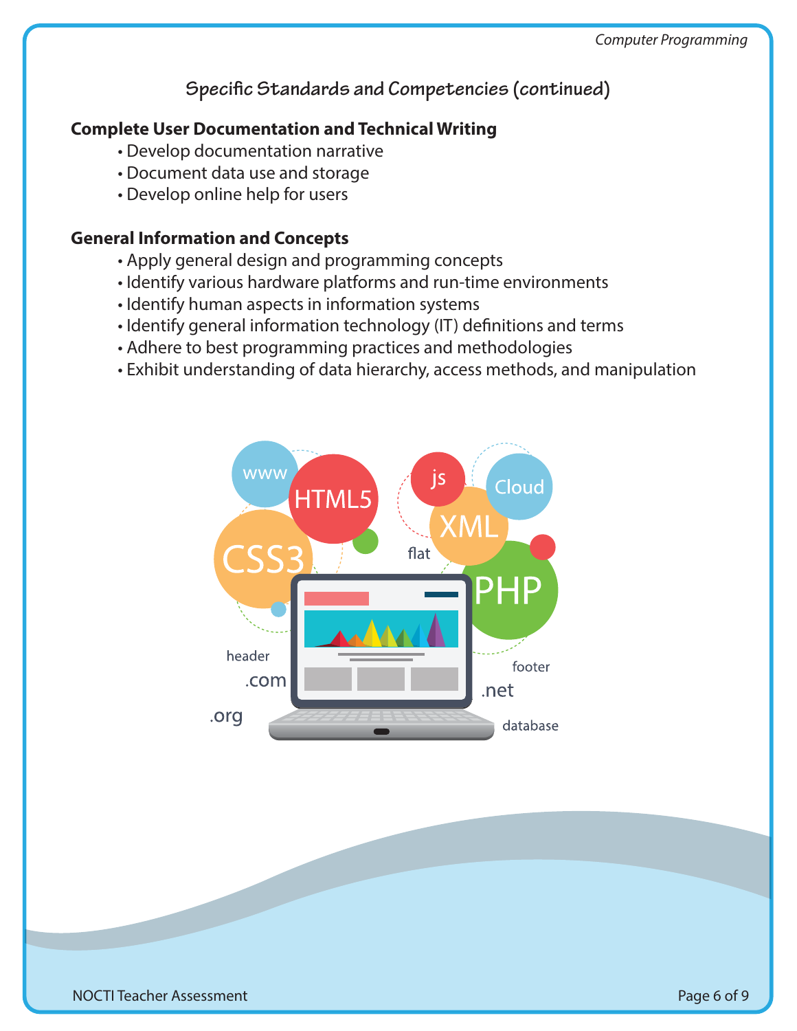## Specific Standards and Competencies (continued)

**Complete User Documentation and Technical Writing**

- Develop documentation narrative
- Document data use and storage
- Develop online help for users

**General Information and Concepts**

- Apply general design and programming concepts
- Identify various hardware platforms and run-time environments
- Identify human aspects in information systems
- Identify general information technology (IT) definitions and terms
- Adhere to best programming practices and methodologies
- Exhibit understanding of data hierarchy, access methods, and manipulation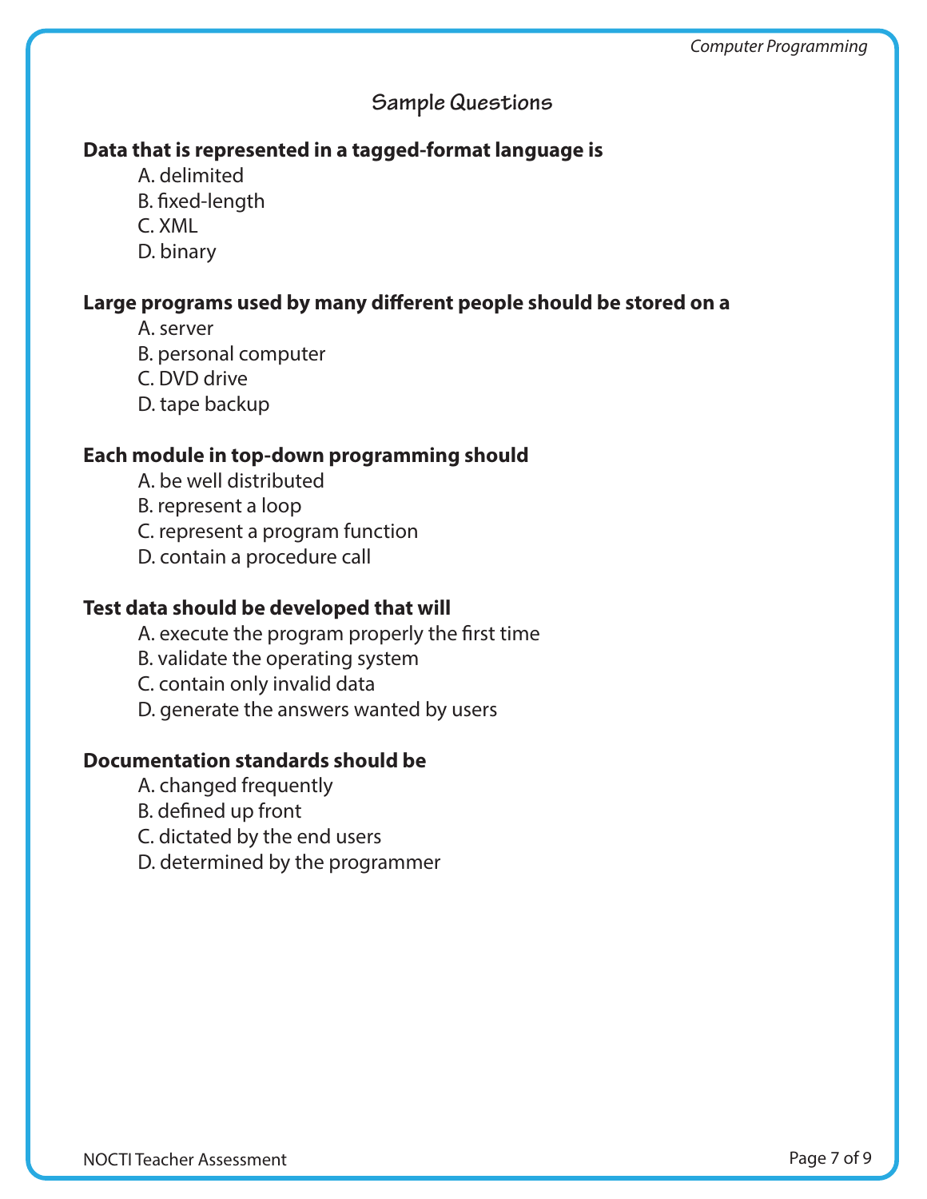## Sample Questions

**Data that is represented in a tagged-format language is**

A. delimited
B. fixed-length
C. XML
D. binary

**Large programs used by many different people should be stored on a**

A. server
B. personal computer
C. DVD drive
D. tape backup

**Each module in top-down programming should**

A. be well distributed
B. represent a loop
C. represent a program function
D. contain a procedure call

**Test data should be developed that will**

A. execute the program properly the first time
B. validate the operating system
C. contain only invalid data
D. generate the answers wanted by users

**Documentation standards should be**

A. changed frequently
B. defined up front
C. dictated by the end users
D. determined by the programmer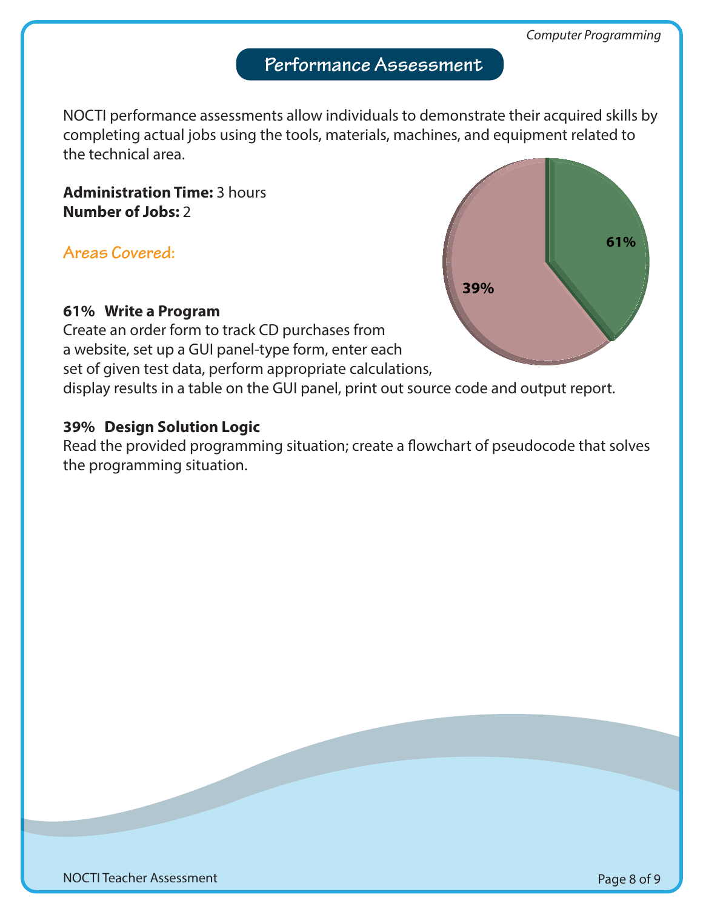## Performance Assessment

NOCTI performance assessments allow individuals to demonstrate their acquired skills by completing actual jobs using the tools, materials, machines, and equipment related to the technical area.

**Administration Time:** 3 hours
**Number of Jobs:** 2

### Areas Covered:

**61% Write a Program**
Create an order form to track CD purchases from a website, set up a GUI panel-type form, enter each set of given test data, perform appropriate calculations, display results in a table on the GUI panel, print out source code and output report.

**39% Design Solution Logic**
Read the provided programming situation; create a flowchart of pseudocode that solves the programming situation.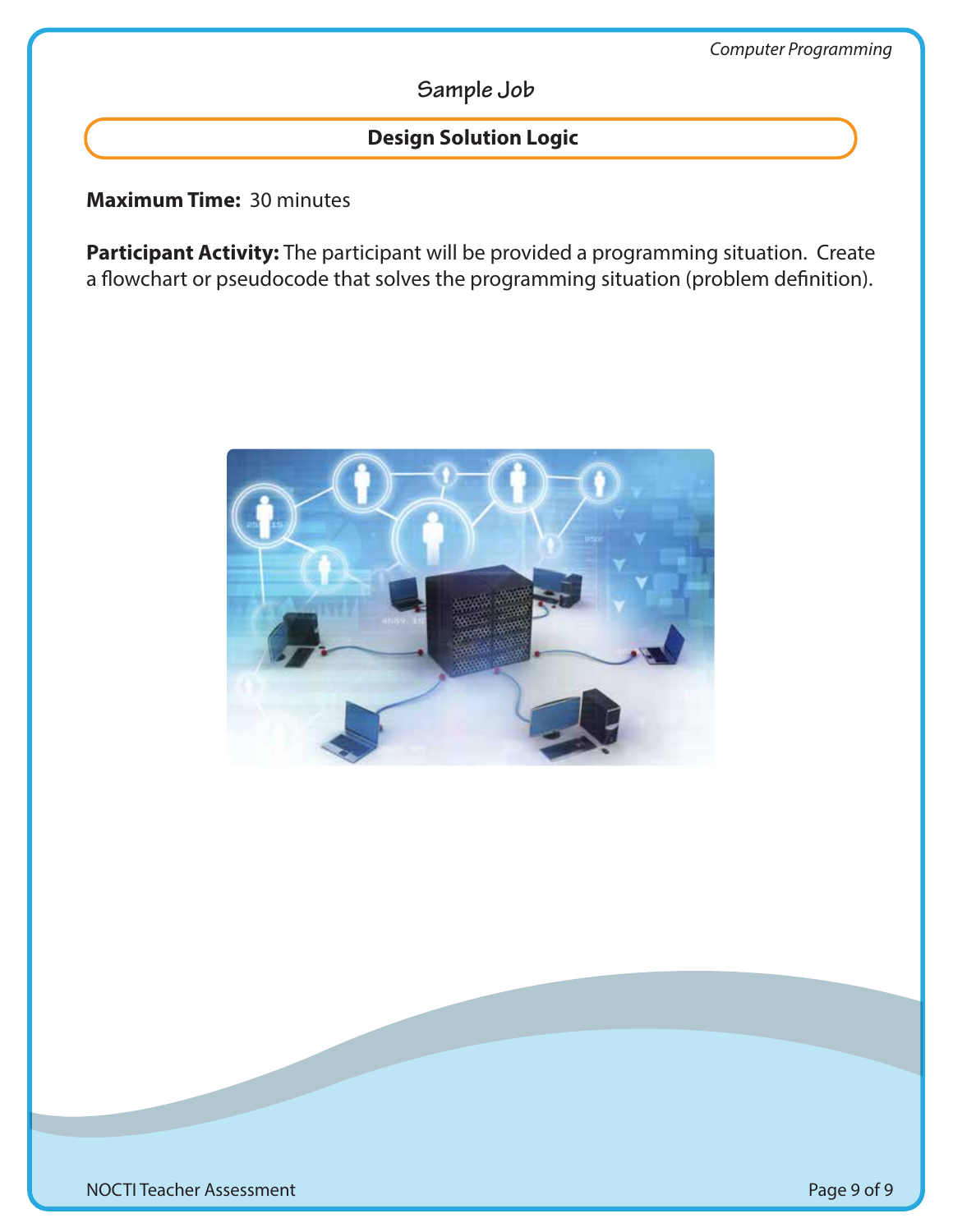## Sample Job

### Design Solution Logic

**Maximum Time:** 30 minutes

**Participant Activity:** The participant will be provided a programming situation. Create a flowchart or pseudocode that solves the programming situation (problem definition).